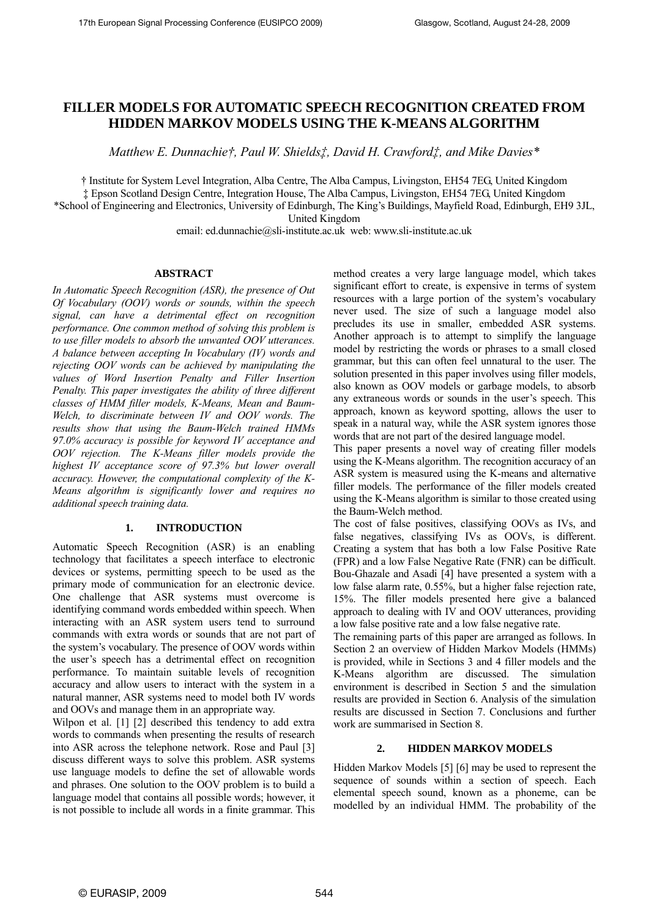# FILLER MODELS FOR AUTOMATIC SPEECH RECOGNITION CREATED FROM HIDDEN MARKOV MODELS USING THE K-MEANS ALGORITHM

*Matthew E. Dunnachie†, Paul W. Shields‡, David H. Crawford‡, and Mike Davies\**

† Institute for System Level Integration, Alba Centre, The Alba Campus, Livingston, EH54 7EG, United Kingdom
‡ Epson Scotland Design Centre, Integration House, The Alba Campus, Livingston, EH54 7EG, United Kingdom
\*School of Engineering and Electronics, University of Edinburgh, The King's Buildings, Mayfield Road, Edinburgh, EH9 3JL, United Kingdom
email: ed.dunnachie@sli-institute.ac.uk web: www.sli-institute.ac.uk

## ABSTRACT

*In Automatic Speech Recognition (ASR), the presence of Out Of Vocabulary (OOV) words or sounds, within the speech signal, can have a detrimental effect on recognition performance. One common method of solving this problem is to use filler models to absorb the unwanted OOV utterances. A balance between accepting In Vocabulary (IV) words and rejecting OOV words can be achieved by manipulating the values of Word Insertion Penalty and Filler Insertion Penalty. This paper investigates the ability of three different classes of HMM filler models, K-Means, Mean and Baum-Welch, to discriminate between IV and OOV words. The results show that using the Baum-Welch trained HMMs 97.0% accuracy is possible for keyword IV acceptance and OOV rejection. The K-Means filler models provide the highest IV acceptance score of 97.3% but lower overall accuracy. However, the computational complexity of the K-Means algorithm is significantly lower and requires no additional speech training data.*

## 1. INTRODUCTION

Automatic Speech Recognition (ASR) is an enabling technology that facilitates a speech interface to electronic devices or systems, permitting speech to be used as the primary mode of communication for an electronic device. One challenge that ASR systems must overcome is identifying command words embedded within speech. When interacting with an ASR system users tend to surround commands with extra words or sounds that are not part of the system's vocabulary. The presence of OOV words within the user's speech has a detrimental effect on recognition performance. To maintain suitable levels of recognition accuracy and allow users to interact with the system in a natural manner, ASR systems need to model both IV words and OOVs and manage them in an appropriate way.

Wilpon et al. [1] [2] described this tendency to add extra words to commands when presenting the results of research into ASR across the telephone network. Rose and Paul [3] discuss different ways to solve this problem. ASR systems use language models to define the set of allowable words and phrases. One solution to the OOV problem is to build a language model that contains all possible words; however, it is not possible to include all words in a finite grammar. This method creates a very large language model, which takes significant effort to create, is expensive in terms of system resources with a large portion of the system's vocabulary never used. The size of such a language model also precludes its use in smaller, embedded ASR systems. Another approach is to attempt to simplify the language model by restricting the words or phrases to a small closed grammar, but this can often feel unnatural to the user. The solution presented in this paper involves using filler models, also known as OOV models or garbage models, to absorb any extraneous words or sounds in the user's speech. This approach, known as keyword spotting, allows the user to speak in a natural way, while the ASR system ignores those words that are not part of the desired language model.

This paper presents a novel way of creating filler models using the K-Means algorithm. The recognition accuracy of an ASR system is measured using the K-means and alternative filler models. The performance of the filler models created using the K-Means algorithm is similar to those created using the Baum-Welch method.

The cost of false positives, classifying OOVs as IVs, and false negatives, classifying IVs as OOVs, is different. Creating a system that has both a low False Positive Rate (FPR) and a low False Negative Rate (FNR) can be difficult. Bou-Ghazale and Asadi [4] have presented a system with a low false alarm rate, 0.55%, but a higher false rejection rate, 15%. The filler models presented here give a balanced approach to dealing with IV and OOV utterances, providing a low false positive rate and a low false negative rate.

The remaining parts of this paper are arranged as follows. In Section 2 an overview of Hidden Markov Models (HMMs) is provided, while in Sections 3 and 4 filler models and the K-Means algorithm are discussed. The simulation environment is described in Section 5 and the simulation results are provided in Section 6. Analysis of the simulation results are discussed in Section 7. Conclusions and further work are summarised in Section 8.

## 2. HIDDEN MARKOV MODELS

Hidden Markov Models [5] [6] may be used to represent the sequence of sounds within a section of speech. Each elemental speech sound, known as a phoneme, can be modelled by an individual HMM. The probability of the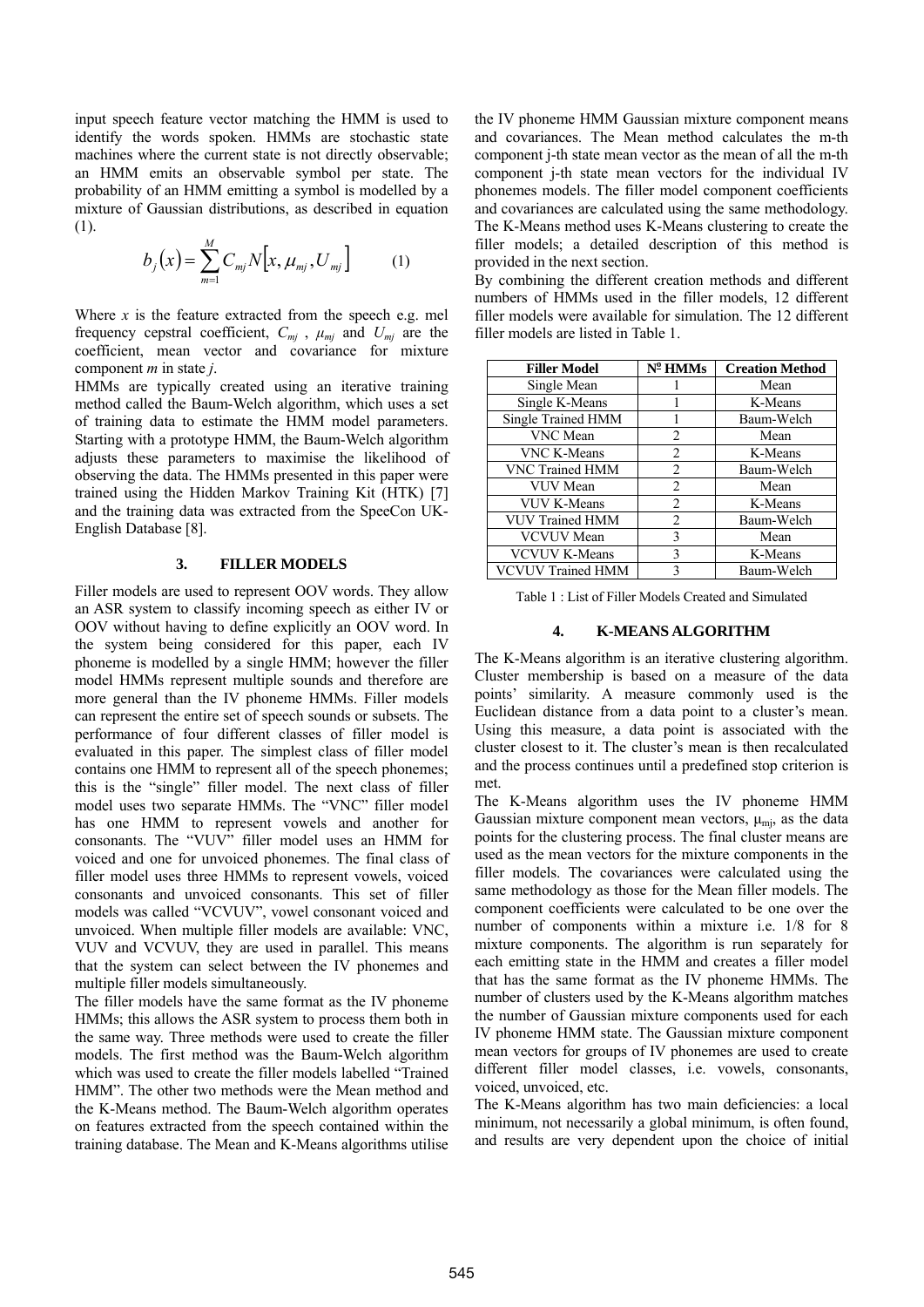input speech feature vector matching the HMM is used to identify the words spoken. HMMs are stochastic state machines where the current state is not directly observable; an HMM emits an observable symbol per state. The probability of an HMM emitting a symbol is modelled by a mixture of Gaussian distributions, as described in equation (1).

$$b_j(x) = \sum_{m=1}^{M} C_{mj} N\left[x, \mu_{mj}, U_{mj}\right] \qquad (1)$$

Where $x$ is the feature extracted from the speech e.g. mel frequency cepstral coefficient, $C_{mj}$ , $\mu_{mj}$ and $U_{mj}$ are the coefficient, mean vector and covariance for mixture component $m$ in state $j$.

HMMs are typically created using an iterative training method called the Baum-Welch algorithm, which uses a set of training data to estimate the HMM model parameters. Starting with a prototype HMM, the Baum-Welch algorithm adjusts these parameters to maximise the likelihood of observing the data. The HMMs presented in this paper were trained using the Hidden Markov Training Kit (HTK) [7] and the training data was extracted from the SpeeCon UK-English Database [8].

## 3. FILLER MODELS

Filler models are used to represent OOV words. They allow an ASR system to classify incoming speech as either IV or OOV without having to define explicitly an OOV word. In the system being considered for this paper, each IV phoneme is modelled by a single HMM; however the filler model HMMs represent multiple sounds and therefore are more general than the IV phoneme HMMs. Filler models can represent the entire set of speech sounds or subsets. The performance of four different classes of filler model is evaluated in this paper. The simplest class of filler model contains one HMM to represent all of the speech phonemes; this is the "single" filler model. The next class of filler model uses two separate HMMs. The "VNC" filler model has one HMM to represent vowels and another for consonants. The "VUV" filler model uses an HMM for voiced and one for unvoiced phonemes. The final class of filler model uses three HMMs to represent vowels, voiced consonants and unvoiced consonants. This set of filler models was called "VCVUV", vowel consonant voiced and unvoiced. When multiple filler models are available: VNC, VUV and VCVUV, they are used in parallel. This means that the system can select between the IV phonemes and multiple filler models simultaneously.

The filler models have the same format as the IV phoneme HMMs; this allows the ASR system to process them both in the same way. Three methods were used to create the filler models. The first method was the Baum-Welch algorithm which was used to create the filler models labelled "Trained HMM". The other two methods were the Mean method and the K-Means method. The Baum-Welch algorithm operates on features extracted from the speech contained within the training database. The Mean and K-Means algorithms utilise the IV phoneme HMM Gaussian mixture component means and covariances. The Mean method calculates the m-th component j-th state mean vector as the mean of all the m-th component j-th state mean vectors for the individual IV phonemes models. The filler model component coefficients and covariances are calculated using the same methodology. The K-Means method uses K-Means clustering to create the filler models; a detailed description of this method is provided in the next section.

By combining the different creation methods and different numbers of HMMs used in the filler models, 12 different filler models were available for simulation. The 12 different filler models are listed in Table 1.

| Filler Model | Nº HMMs | Creation Method |
|---|---|---|
| Single Mean | 1 | Mean |
| Single K-Means | 1 | K-Means |
| Single Trained HMM | 1 | Baum-Welch |
| VNC Mean | 2 | Mean |
| VNC K-Means | 2 | K-Means |
| VNC Trained HMM | 2 | Baum-Welch |
| VUV Mean | 2 | Mean |
| VUV K-Means | 2 | K-Means |
| VUV Trained HMM | 2 | Baum-Welch |
| VCVUV Mean | 3 | Mean |
| VCVUV K-Means | 3 | K-Means |
| VCVUV Trained HMM | 3 | Baum-Welch |

Table 1 : List of Filler Models Created and Simulated

## 4. K-MEANS ALGORITHM

The K-Means algorithm is an iterative clustering algorithm. Cluster membership is based on a measure of the data points' similarity. A measure commonly used is the Euclidean distance from a data point to a cluster's mean. Using this measure, a data point is associated with the cluster closest to it. The cluster's mean is then recalculated and the process continues until a predefined stop criterion is met.

The K-Means algorithm uses the IV phoneme HMM Gaussian mixture component mean vectors, $\mu_{mj}$, as the data points for the clustering process. The final cluster means are used as the mean vectors for the mixture components in the filler models. The covariances were calculated using the same methodology as those for the Mean filler models. The component coefficients were calculated to be one over the number of components within a mixture i.e. 1/8 for 8 mixture components. The algorithm is run separately for each emitting state in the HMM and creates a filler model that has the same format as the IV phoneme HMMs. The number of clusters used by the K-Means algorithm matches the number of Gaussian mixture components used for each IV phoneme HMM state. The Gaussian mixture component mean vectors for groups of IV phonemes are used to create different filler model classes, i.e. vowels, consonants, voiced, unvoiced, etc.

The K-Means algorithm has two main deficiencies: a local minimum, not necessarily a global minimum, is often found, and results are very dependent upon the choice of initial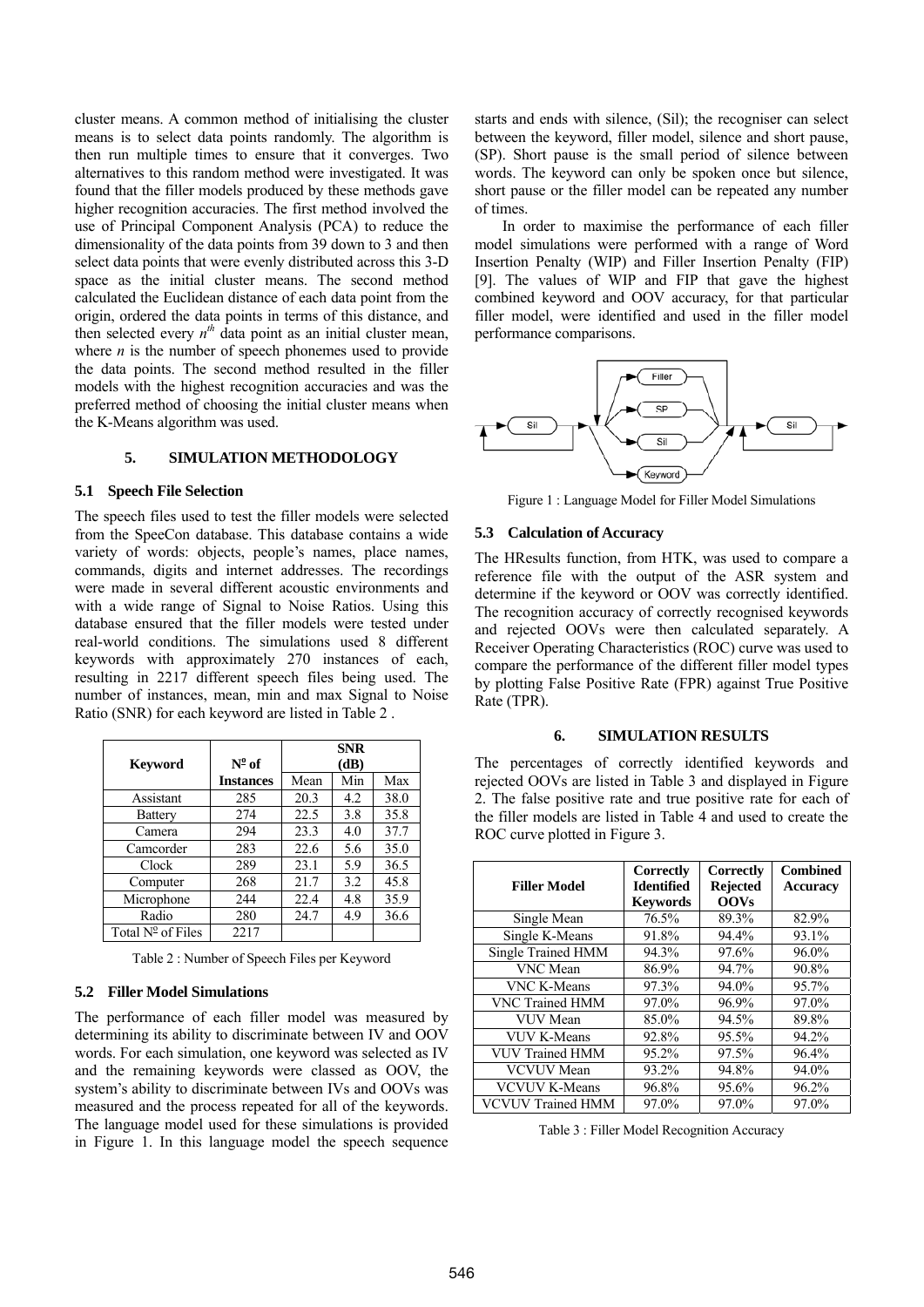cluster means. A common method of initialising the cluster means is to select data points randomly. The algorithm is then run multiple times to ensure that it converges. Two alternatives to this random method were investigated. It was found that the filler models produced by these methods gave higher recognition accuracies. The first method involved the use of Principal Component Analysis (PCA) to reduce the dimensionality of the data points from 39 down to 3 and then select data points that were evenly distributed across this 3-D space as the initial cluster means. The second method calculated the Euclidean distance of each data point from the origin, ordered the data points in terms of this distance, and then selected every $n^{th}$ data point as an initial cluster mean, where $n$ is the number of speech phonemes used to provide the data points. The second method resulted in the filler models with the highest recognition accuracies and was the preferred method of choosing the initial cluster means when the K-Means algorithm was used.

## 5. SIMULATION METHODOLOGY

### 5.1 Speech File Selection

The speech files used to test the filler models were selected from the SpeeCon database. This database contains a wide variety of words: objects, people's names, place names, commands, digits and internet addresses. The recordings were made in several different acoustic environments and with a wide range of Signal to Noise Ratios. Using this database ensured that the filler models were tested under real-world conditions. The simulations used 8 different keywords with approximately 270 instances of each, resulting in 2217 different speech files being used. The number of instances, mean, min and max Signal to Noise Ratio (SNR) for each keyword are listed in Table 2 .

| Keyword | Nº of Instances | SNR (dB) | | |
|---|---|---|---|---|
| | | Mean | Min | Max |
| Assistant | 285 | 20.3 | 4.2 | 38.0 |
| Battery | 274 | 22.5 | 3.8 | 35.8 |
| Camera | 294 | 23.3 | 4.0 | 37.7 |
| Camcorder | 283 | 22.6 | 5.6 | 35.0 |
| Clock | 289 | 23.1 | 5.9 | 36.5 |
| Computer | 268 | 21.7 | 3.2 | 45.8 |
| Microphone | 244 | 22.4 | 4.8 | 35.9 |
| Radio | 280 | 24.7 | 4.9 | 36.6 |
| Total Nº of Files | 2217 | | | |

Table 2 : Number of Speech Files per Keyword

### 5.2 Filler Model Simulations

The performance of each filler model was measured by determining its ability to discriminate between IV and OOV words. For each simulation, one keyword was selected as IV and the remaining keywords were classed as OOV, the system's ability to discriminate between IVs and OOVs was measured and the process repeated for all of the keywords. The language model used for these simulations is provided in Figure 1. In this language model the speech sequence starts and ends with silence, (Sil); the recogniser can select between the keyword, filler model, silence and short pause, (SP). Short pause is the small period of silence between words. The keyword can only be spoken once but silence, short pause or the filler model can be repeated any number of times.

In order to maximise the performance of each filler model simulations were performed with a range of Word Insertion Penalty (WIP) and Filler Insertion Penalty (FIP) [9]. The values of WIP and FIP that gave the highest combined keyword and OOV accuracy, for that particular filler model, were identified and used in the filler model performance comparisons.

Figure 1 : Language Model for Filler Model Simulations

### 5.3 Calculation of Accuracy

The HResults function, from HTK, was used to compare a reference file with the output of the ASR system and determine if the keyword or OOV was correctly identified. The recognition accuracy of correctly recognised keywords and rejected OOVs were then calculated separately. A Receiver Operating Characteristics (ROC) curve was used to compare the performance of the different filler model types by plotting False Positive Rate (FPR) against True Positive Rate (TPR).

## 6. SIMULATION RESULTS

The percentages of correctly identified keywords and rejected OOVs are listed in Table 3 and displayed in Figure 2. The false positive rate and true positive rate for each of the filler models are listed in Table 4 and used to create the ROC curve plotted in Figure 3.

| Filler Model | Correctly Identified Keywords | Correctly Rejected OOVs | Combined Accuracy |
|---|---|---|---|
| Single Mean | 76.5% | 89.3% | 82.9% |
| Single K-Means | 91.8% | 94.4% | 93.1% |
| Single Trained HMM | 94.3% | 97.6% | 96.0% |
| VNC Mean | 86.9% | 94.7% | 90.8% |
| VNC K-Means | 97.3% | 94.0% | 95.7% |
| VNC Trained HMM | 97.0% | 96.9% | 97.0% |
| VUV Mean | 85.0% | 94.5% | 89.8% |
| VUV K-Means | 92.8% | 95.5% | 94.2% |
| VUV Trained HMM | 95.2% | 97.5% | 96.4% |
| VCVUV Mean | 93.2% | 94.8% | 94.0% |
| VCVUV K-Means | 96.8% | 95.6% | 96.2% |
| VCVUV Trained HMM | 97.0% | 97.0% | 97.0% |

Table 3 : Filler Model Recognition Accuracy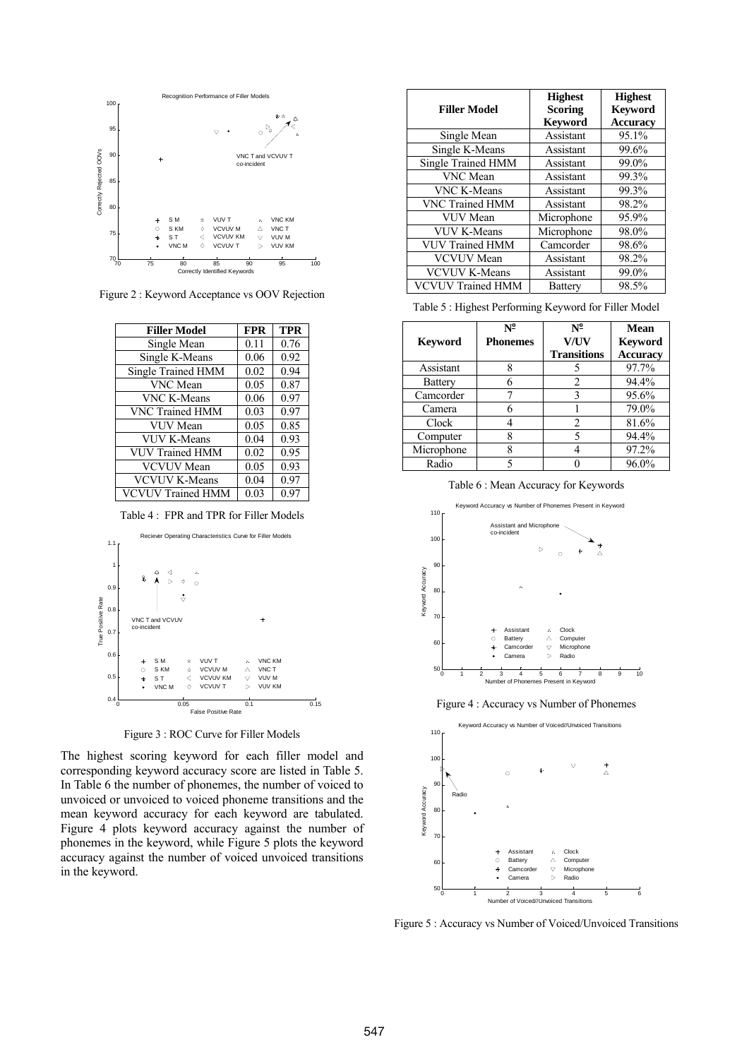Figure 2 : Keyword Acceptance vs OOV Rejection

| Filler Model | FPR | TPR |
|---|---|---|
| Single Mean | 0.11 | 0.76 |
| Single K-Means | 0.06 | 0.92 |
| Single Trained HMM | 0.02 | 0.94 |
| VNC Mean | 0.05 | 0.87 |
| VNC K-Means | 0.06 | 0.97 |
| VNC Trained HMM | 0.03 | 0.97 |
| VUV Mean | 0.05 | 0.85 |
| VUV K-Means | 0.04 | 0.93 |
| VUV Trained HMM | 0.02 | 0.95 |
| VCVUV Mean | 0.05 | 0.93 |
| VCVUV K-Means | 0.04 | 0.97 |
| VCVUV Trained HMM | 0.03 | 0.97 |

Table 4 : FPR and TPR for Filler Models

Figure 3 : ROC Curve for Filler Models

The highest scoring keyword for each filler model and corresponding keyword accuracy score are listed in Table 5. In Table 6 the number of phonemes, the number of voiced to unvoiced or unvoiced to voiced phoneme transitions and the mean keyword accuracy for each keyword are tabulated. Figure 4 plots keyword accuracy against the number of phonemes in the keyword, while Figure 5 plots the keyword accuracy against the number of voiced unvoiced transitions in the keyword.

| Filler Model | Highest Scoring Keyword | Highest Keyword Accuracy |
|---|---|---|
| Single Mean | Assistant | 95.1% |
| Single K-Means | Assistant | 99.6% |
| Single Trained HMM | Assistant | 99.0% |
| VNC Mean | Assistant | 99.3% |
| VNC K-Means | Assistant | 99.3% |
| VNC Trained HMM | Assistant | 98.2% |
| VUV Mean | Microphone | 95.9% |
| VUV K-Means | Microphone | 98.0% |
| VUV Trained HMM | Camcorder | 98.6% |
| VCVUV Mean | Assistant | 98.2% |
| VCVUV K-Means | Assistant | 99.0% |
| VCVUV Trained HMM | Battery | 98.5% |

Table 5 : Highest Performing Keyword for Filler Model

| Keyword | № Phonemes | № V/UV Transitions | Mean Keyword Accuracy |
|---|---|---|---|
| Assistant | 8 | 5 | 97.7% |
| Battery | 6 | 2 | 94.4% |
| Camcorder | 7 | 3 | 95.6% |
| Camera | 6 | 1 | 79.0% |
| Clock | 4 | 2 | 81.6% |
| Computer | 8 | 5 | 94.4% |
| Microphone | 8 | 4 | 97.2% |
| Radio | 5 | 0 | 96.0% |

Table 6 : Mean Accuracy for Keywords

Figure 4 : Accuracy vs Number of Phonemes

Figure 5 : Accuracy vs Number of Voiced/Unvoiced Transitions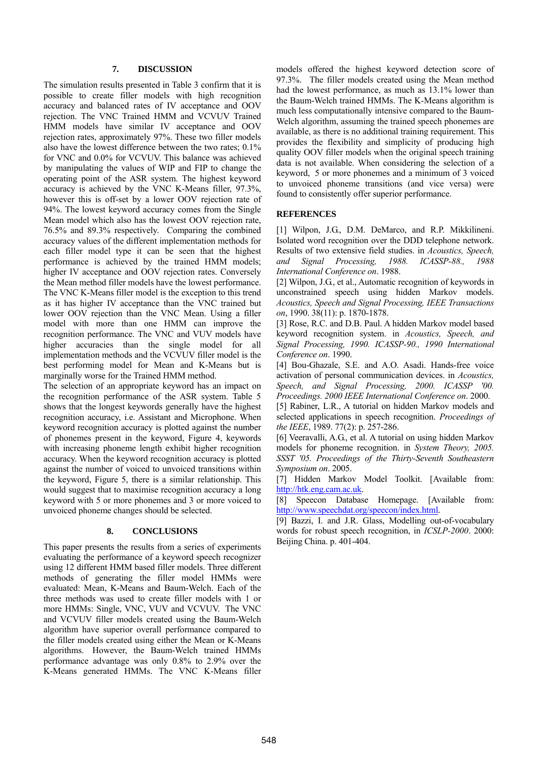## 7. DISCUSSION

The simulation results presented in Table 3 confirm that it is possible to create filler models with high recognition accuracy and balanced rates of IV acceptance and OOV rejection. The VNC Trained HMM and VCVUV Trained HMM models have similar IV acceptance and OOV rejection rates, approximately 97%. These two filler models also have the lowest difference between the two rates; 0.1% for VNC and 0.0% for VCVUV. This balance was achieved by manipulating the values of WIP and FIP to change the operating point of the ASR system. The highest keyword accuracy is achieved by the VNC K-Means filler, 97.3%, however this is off-set by a lower OOV rejection rate of 94%. The lowest keyword accuracy comes from the Single Mean model which also has the lowest OOV rejection rate, 76.5% and 89.3% respectively. Comparing the combined accuracy values of the different implementation methods for each filler model type it can be seen that the highest performance is achieved by the trained HMM models; higher IV acceptance and OOV rejection rates. Conversely the Mean method filler models have the lowest performance. The VNC K-Means filler model is the exception to this trend as it has higher IV acceptance than the VNC trained but lower OOV rejection than the VNC Mean. Using a filler model with more than one HMM can improve the recognition performance. The VNC and VUV models have higher accuracies than the single model for all implementation methods and the VCVUV filler model is the best performing model for Mean and K-Means but is marginally worse for the Trained HMM method.

The selection of an appropriate keyword has an impact on the recognition performance of the ASR system. Table 5 shows that the longest keywords generally have the highest recognition accuracy, i.e. Assistant and Microphone. When keyword recognition accuracy is plotted against the number of phonemes present in the keyword, Figure 4, keywords with increasing phoneme length exhibit higher recognition accuracy. When the keyword recognition accuracy is plotted against the number of voiced to unvoiced transitions within the keyword, Figure 5, there is a similar relationship. This would suggest that to maximise recognition accuracy a long keyword with 5 or more phonemes and 3 or more voiced to unvoiced phoneme changes should be selected.

## 8. CONCLUSIONS

This paper presents the results from a series of experiments evaluating the performance of a keyword speech recognizer using 12 different HMM based filler models. Three different methods of generating the filler model HMMs were evaluated: Mean, K-Means and Baum-Welch. Each of the three methods was used to create filler models with 1 or more HMMs: Single, VNC, VUV and VCVUV. The VNC and VCVUV filler models created using the Baum-Welch algorithm have superior overall performance compared to the filler models created using either the Mean or K-Means algorithms. However, the Baum-Welch trained HMMs performance advantage was only 0.8% to 2.9% over the K-Means generated HMMs. The VNC K-Means filler models offered the highest keyword detection score of 97.3%. The filler models created using the Mean method had the lowest performance, as much as 13.1% lower than the Baum-Welch trained HMMs. The K-Means algorithm is much less computationally intensive compared to the Baum-Welch algorithm, assuming the trained speech phonemes are available, as there is no additional training requirement. This provides the flexibility and simplicity of producing high quality OOV filler models when the original speech training data is not available. When considering the selection of a keyword, 5 or more phonemes and a minimum of 3 voiced to unvoiced phoneme transitions (and vice versa) were found to consistently offer superior performance.

## REFERENCES

[1] Wilpon, J.G., D.M. DeMarco, and R.P. Mikkilineni. Isolated word recognition over the DDD telephone network. Results of two extensive field studies. in *Acoustics, Speech, and Signal Processing, 1988. ICASSP-88., 1988 International Conference on*. 1988.

[2] Wilpon, J.G., et al., Automatic recognition of keywords in unconstrained speech using hidden Markov models. *Acoustics, Speech and Signal Processing, IEEE Transactions on*, 1990. 38(11): p. 1870-1878.

[3] Rose, R.C. and D.B. Paul. A hidden Markov model based keyword recognition system. in *Acoustics, Speech, and Signal Processing, 1990. ICASSP-90., 1990 International Conference on*. 1990.

[4] Bou-Ghazale, S.E. and A.O. Asadi. Hands-free voice activation of personal communication devices. in *Acoustics, Speech, and Signal Processing, 2000. ICASSP '00. Proceedings. 2000 IEEE International Conference on*. 2000.

[5] Rabiner, L.R., A tutorial on hidden Markov models and selected applications in speech recognition. *Proceedings of the IEEE*, 1989. 77(2): p. 257-286.

[6] Veeravalli, A.G., et al. A tutorial on using hidden Markov models for phoneme recognition. in *System Theory, 2005. SSST '05. Proceedings of the Thirty-Seventh Southeastern Symposium on*. 2005.

[7] Hidden Markov Model Toolkit. [Available from: http://htk.eng.cam.ac.uk.

[8] Speecon Database Homepage. [Available from: http://www.speechdat.org/speecon/index.html.

[9] Bazzi, I. and J.R. Glass, Modelling out-of-vocabulary words for robust speech recognition, in *ICSLP-2000*. 2000: Beijing China. p. 401-404.